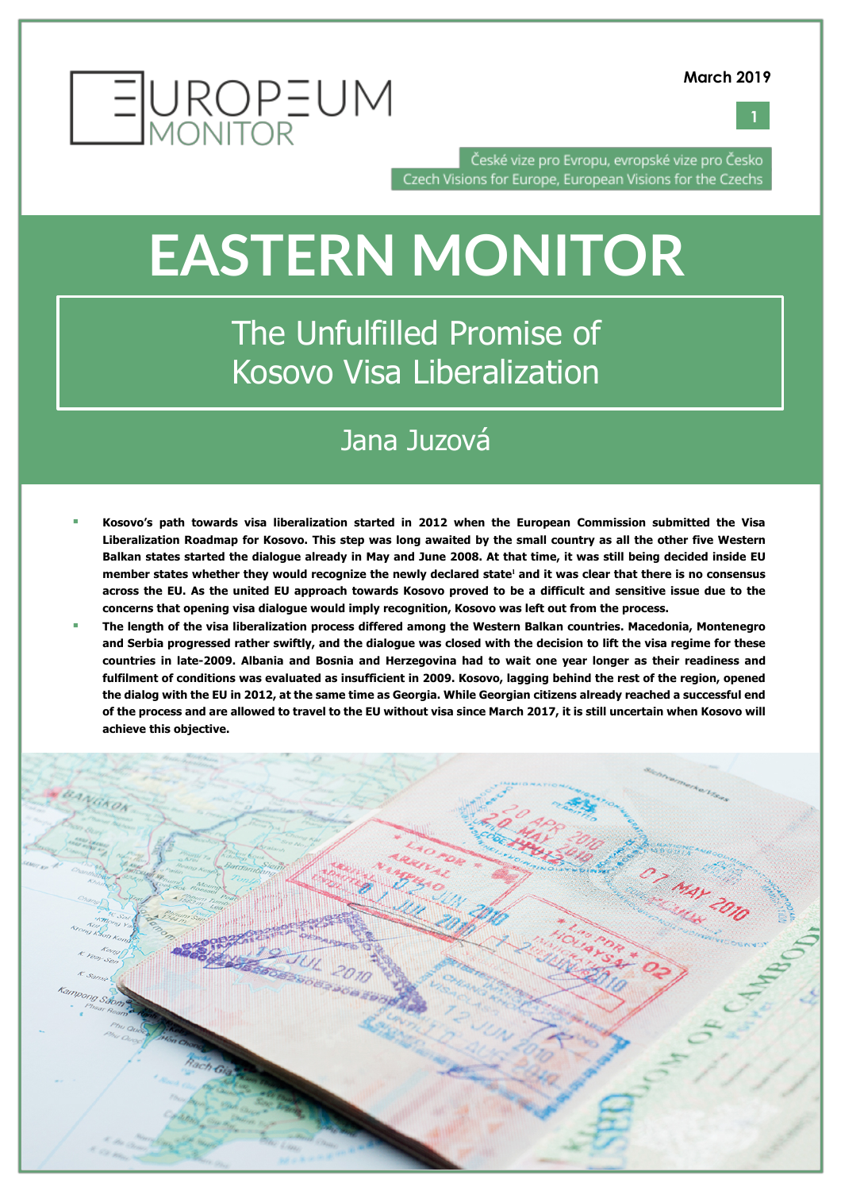EUROPEUM MONITOR

March 2019

České vize pro Evropu, evropské vize pro Česko
Czech Visions for Europe, European Visions for the Czechs

# EASTERN MONITOR

## The Unfulfilled Promise of Kosovo Visa Liberalization

### Jana Juzová

- **Kosovo's path towards visa liberalization started in 2012 when the European Commission submitted the Visa Liberalization Roadmap for Kosovo. This step was long awaited by the small country as all the other five Western Balkan states started the dialogue already in May and June 2008. At that time, it was still being decided inside EU member states whether they would recognize the newly declared state[1] and it was clear that there is no consensus across the EU. As the united EU approach towards Kosovo proved to be a difficult and sensitive issue due to the concerns that opening visa dialogue would imply recognition, Kosovo was left out from the process.**
- **The length of the visa liberalization process differed among the Western Balkan countries. Macedonia, Montenegro and Serbia progressed rather swiftly, and the dialogue was closed with the decision to lift the visa regime for these countries in late-2009. Albania and Bosnia and Herzegovina had to wait one year longer as their readiness and fulfilment of conditions was evaluated as insufficient in 2009. Kosovo, lagging behind the rest of the region, opened the dialog with the EU in 2012, at the same time as Georgia. While Georgian citizens already reached a successful end of the process and are allowed to travel to the EU without visa since March 2017, it is still uncertain when Kosovo will achieve this objective.**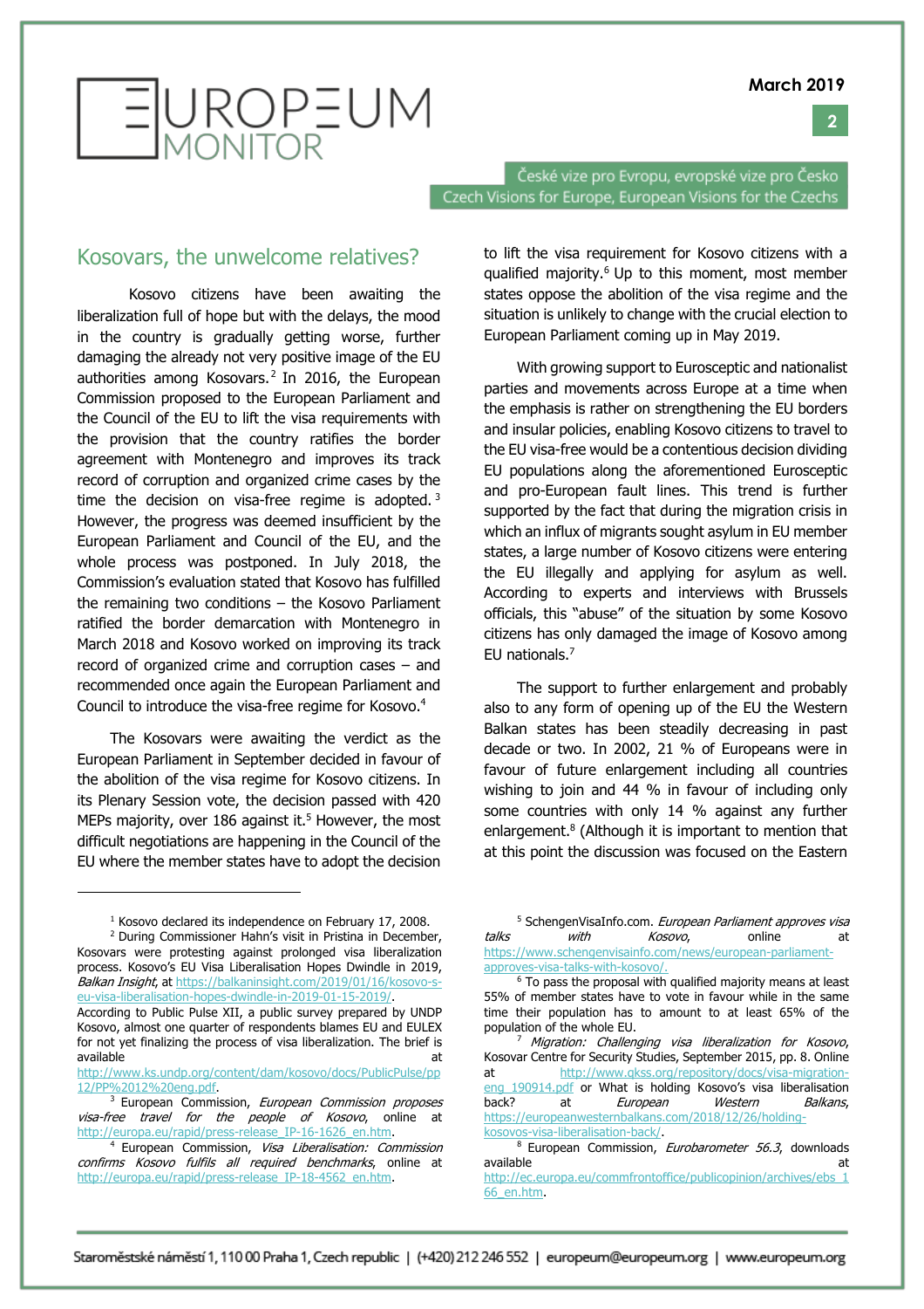## Kosovars, the unwelcome relatives?

Kosovo citizens have been awaiting the liberalization full of hope but with the delays, the mood in the country is gradually getting worse, further damaging the already not very positive image of the EU authorities among Kosovars.[2] In 2016, the European Commission proposed to the European Parliament and the Council of the EU to lift the visa requirements with the provision that the country ratifies the border agreement with Montenegro and improves its track record of corruption and organized crime cases by the time the decision on visa-free regime is adopted.[3] However, the progress was deemed insufficient by the European Parliament and Council of the EU, and the whole process was postponed. In July 2018, the Commission's evaluation stated that Kosovo has fulfilled the remaining two conditions – the Kosovo Parliament ratified the border demarcation with Montenegro in March 2018 and Kosovo worked on improving its track record of organized crime and corruption cases – and recommended once again the European Parliament and Council to introduce the visa-free regime for Kosovo.[4]

The Kosovars were awaiting the verdict as the European Parliament in September decided in favour of the abolition of the visa regime for Kosovo citizens. In its Plenary Session vote, the decision passed with 420 MEPs majority, over 186 against it.[5] However, the most difficult negotiations are happening in the Council of the EU where the member states have to adopt the decision to lift the visa requirement for Kosovo citizens with a qualified majority.[6] Up to this moment, most member states oppose the abolition of the visa regime and the situation is unlikely to change with the crucial election to European Parliament coming up in May 2019.

With growing support to Eurosceptic and nationalist parties and movements across Europe at a time when the emphasis is rather on strengthening the EU borders and insular policies, enabling Kosovo citizens to travel to the EU visa-free would be a contentious decision dividing EU populations along the aforementioned Eurosceptic and pro-European fault lines. This trend is further supported by the fact that during the migration crisis in which an influx of migrants sought asylum in EU member states, a large number of Kosovo citizens were entering the EU illegally and applying for asylum as well. According to experts and interviews with Brussels officials, this "abuse" of the situation by some Kosovo citizens has only damaged the image of Kosovo among EU nationals.[7]

The support to further enlargement and probably also to any form of opening up of the EU the Western Balkan states has been steadily decreasing in past decade or two. In 2002, 21 % of Europeans were in favour of future enlargement including all countries wishing to join and 44 % in favour of including only some countries with only 14 % against any further enlargement.[8] (Although it is important to mention that at this point the discussion was focused on the Eastern

---

[1] Kosovo declared its independence on February 17, 2008.

[2] During Commissioner Hahn's visit in Pristina in December, Kosovars were protesting against prolonged visa liberalization process. Kosovo's EU Visa Liberalisation Hopes Dwindle in 2019, *Balkan Insight*, at https://balkaninsight.com/2019/01/16/kosovo-s-eu-visa-liberalisation-hopes-dwindle-in-2019-01-15-2019/. According to Public Pulse XII, a public survey prepared by UNDP Kosovo, almost one quarter of respondents blames EU and EULEX for not yet finalizing the process of visa liberalization. The brief is available at http://www.ks.undp.org/content/dam/kosovo/docs/PublicPulse/pp12/PP%2012%20eng.pdf.

[3] European Commission, *European Commission proposes visa-free travel for the people of Kosovo*, online at http://europa.eu/rapid/press-release_IP-16-1626_en.htm.

[4] European Commission, *Visa Liberalisation: Commission confirms Kosovo fulfils all required benchmarks*, online at http://europa.eu/rapid/press-release_IP-18-4562_en.htm.

[5] SchengenVisaInfo.com. *European Parliament approves visa talks with Kosovo*, online at https://www.schengenvisainfo.com/news/european-parliament-approves-visa-talks-with-kosovo/.

[6] To pass the proposal with qualified majority means at least 55% of member states have to vote in favour while in the same time their population has to amount to at least 65% of the population of the whole EU.

[7] *Migration: Challenging visa liberalization for Kosovo*, Kosovar Centre for Security Studies, September 2015, pp. 8. Online at http://www.qkss.org/repository/docs/visa-migration-eng_190914.pdf or What is holding Kosovo's visa liberalisation back? at *European Western Balkans*, https://europeanwesternbalkans.com/2018/12/26/holding-kosovos-visa-liberalisation-back/.

[8] European Commission, *Eurobarometer 56.3*, downloads available at http://ec.europa.eu/commfrontoffice/publicopinion/archives/ebs_166_en.htm.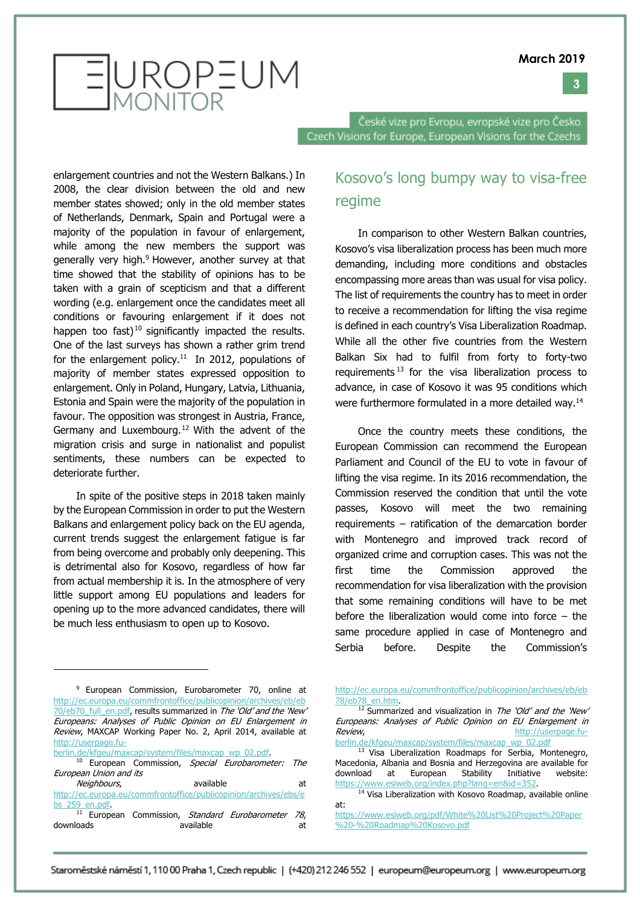enlargement countries and not the Western Balkans.) In 2008, the clear division between the old and new member states showed; only in the old member states of Netherlands, Denmark, Spain and Portugal were a majority of the population in favour of enlargement, while among the new members the support was generally very high.[9] However, another survey at that time showed that the stability of opinions has to be taken with a grain of scepticism and that a different wording (e.g. enlargement once the candidates meet all conditions or favouring enlargement if it does not happen too fast)[10] significantly impacted the results. One of the last surveys has shown a rather grim trend for the enlargement policy.[11] In 2012, populations of majority of member states expressed opposition to enlargement. Only in Poland, Hungary, Latvia, Lithuania, Estonia and Spain were the majority of the population in favour. The opposition was strongest in Austria, France, Germany and Luxembourg.[12] With the advent of the migration crisis and surge in nationalist and populist sentiments, these numbers can be expected to deteriorate further.

In spite of the positive steps in 2018 taken mainly by the European Commission in order to put the Western Balkans and enlargement policy back on the EU agenda, current trends suggest the enlargement fatigue is far from being overcome and probably only deepening. This is detrimental also for Kosovo, regardless of how far from actual membership it is. In the atmosphere of very little support among EU populations and leaders for opening up to the more advanced candidates, there will be much less enthusiasm to open up to Kosovo.

## Kosovo's long bumpy way to visa-free regime

In comparison to other Western Balkan countries, Kosovo's visa liberalization process has been much more demanding, including more conditions and obstacles encompassing more areas than was usual for visa policy. The list of requirements the country has to meet in order to receive a recommendation for lifting the visa regime is defined in each country's Visa Liberalization Roadmap. While all the other five countries from the Western Balkan Six had to fulfil from forty to forty-two requirements[13] for the visa liberalization process to advance, in case of Kosovo it was 95 conditions which were furthermore formulated in a more detailed way.[14]

Once the country meets these conditions, the European Commission can recommend the European Parliament and Council of the EU to vote in favour of lifting the visa regime. In its 2016 recommendation, the Commission reserved the condition that until the vote passes, Kosovo will meet the two remaining requirements – ratification of the demarcation border with Montenegro and improved track record of organized crime and corruption cases. This was not the first time the Commission approved the recommendation for visa liberalization with the provision that some remaining conditions will have to be met before the liberalization would come into force – the same procedure applied in case of Montenegro and Serbia before. Despite the Commission's

---

[9] European Commission, Eurobarometer 70, online at http://ec.europa.eu/commfrontoffice/publicopinion/archives/eb/eb70/eb70_full_en.pdf, results summarized in *The 'Old' and the 'New' Europeans: Analyses of Public Opinion on EU Enlargement in Review*, MAXCAP Working Paper No. 2, April 2014, available at http://userpage.fu-berlin.de/kfgeu/maxcap/system/files/maxcap_wp_02.pdf.

[10] European Commission, *Special Eurobarometer: The European Union and its Neighbours*, available at http://ec.europa.eu/commfrontoffice/publicopinion/archives/ebs/ebs_259_en.pdf.

[11] European Commission, *Standard Eurobarometer 78*, downloads available at http://ec.europa.eu/commfrontoffice/publicopinion/archives/eb/eb78/eb78_en.htm.

[12] Summarized and visualization in *The 'Old' and the 'New' Europeans: Analyses of Public Opinion on EU Enlargement in Review*, http://userpage.fu-berlin.de/kfgeu/maxcap/system/files/maxcap_wp_02.pdf

[13] Visa Liberalization Roadmaps for Serbia, Montenegro, Macedonia, Albania and Bosnia and Herzegovina are available for download at European Stability Initiative website: https://www.esiweb.org/index.php?lang=en&id=352.

[14] Visa Liberalization with Kosovo Roadmap, available online at: https://www.esiweb.org/pdf/White%20List%20Project%20Paper%20-%20Roadmap%20Kosovo.pdf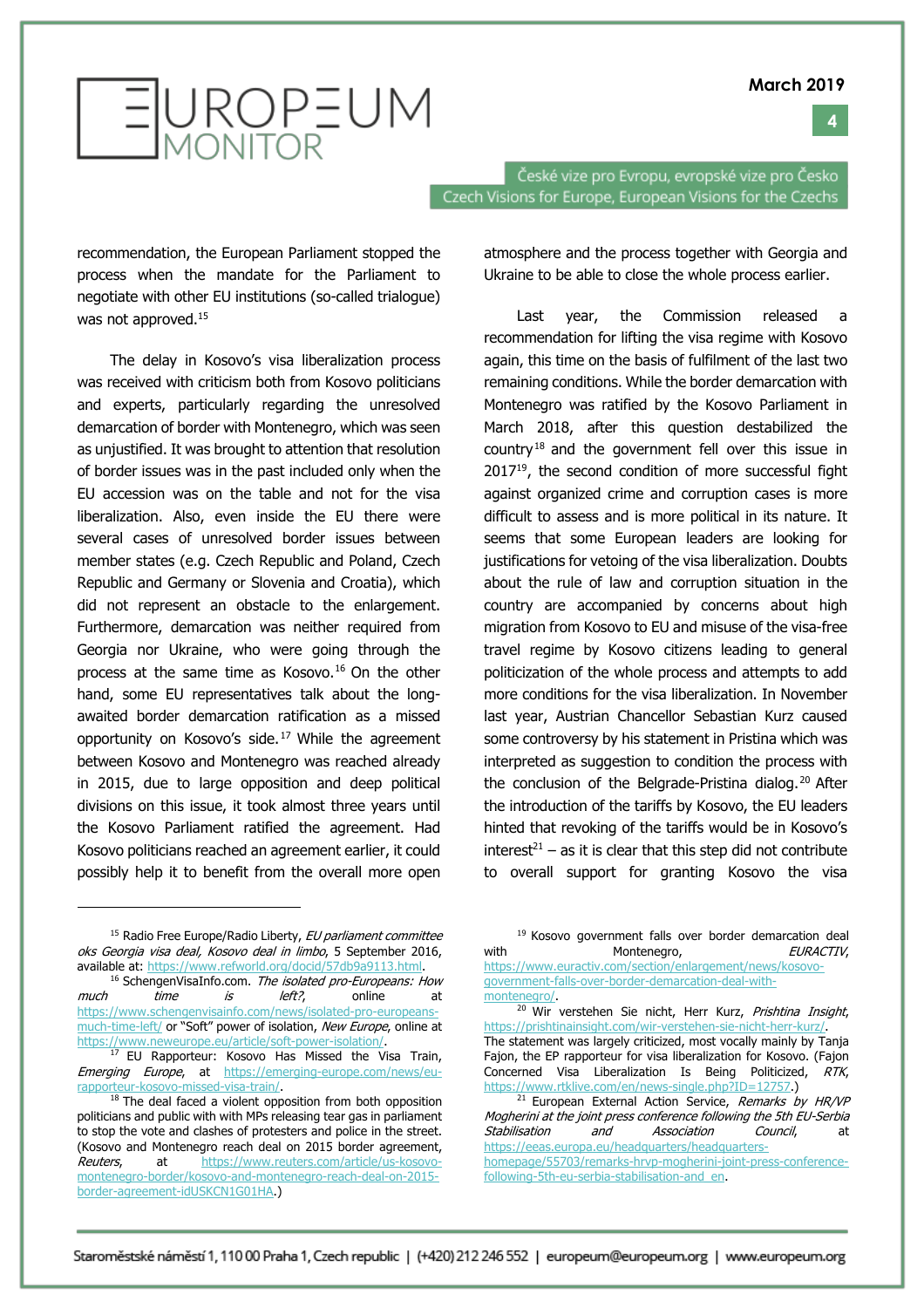recommendation, the European Parliament stopped the process when the mandate for the Parliament to negotiate with other EU institutions (so-called trialogue) was not approved.[15]

The delay in Kosovo's visa liberalization process was received with criticism both from Kosovo politicians and experts, particularly regarding the unresolved demarcation of border with Montenegro, which was seen as unjustified. It was brought to attention that resolution of border issues was in the past included only when the EU accession was on the table and not for the visa liberalization. Also, even inside the EU there were several cases of unresolved border issues between member states (e.g. Czech Republic and Poland, Czech Republic and Germany or Slovenia and Croatia), which did not represent an obstacle to the enlargement. Furthermore, demarcation was neither required from Georgia nor Ukraine, who were going through the process at the same time as Kosovo.[16] On the other hand, some EU representatives talk about the long-awaited border demarcation ratification as a missed opportunity on Kosovo's side.[17] While the agreement between Kosovo and Montenegro was reached already in 2015, due to large opposition and deep political divisions on this issue, it took almost three years until the Kosovo Parliament ratified the agreement. Had Kosovo politicians reached an agreement earlier, it could possibly help it to benefit from the overall more open atmosphere and the process together with Georgia and Ukraine to be able to close the whole process earlier.

Last year, the Commission released a recommendation for lifting the visa regime with Kosovo again, this time on the basis of fulfilment of the last two remaining conditions. While the border demarcation with Montenegro was ratified by the Kosovo Parliament in March 2018, after this question destabilized the country[18] and the government fell over this issue in 2017[19], the second condition of more successful fight against organized crime and corruption cases is more difficult to assess and is more political in its nature. It seems that some European leaders are looking for justifications for vetoing of the visa liberalization. Doubts about the rule of law and corruption situation in the country are accompanied by concerns about high migration from Kosovo to EU and misuse of the visa-free travel regime by Kosovo citizens leading to general politicization of the whole process and attempts to add more conditions for the visa liberalization. In November last year, Austrian Chancellor Sebastian Kurz caused some controversy by his statement in Pristina which was interpreted as suggestion to condition the process with the conclusion of the Belgrade-Pristina dialog.[20] After the introduction of the tariffs by Kosovo, the EU leaders hinted that revoking of the tariffs would be in Kosovo's interest[21] – as it is clear that this step did not contribute to overall support for granting Kosovo the visa

---

[15] Radio Free Europe/Radio Liberty, *EU parliament committee oks Georgia visa deal, Kosovo deal in limbo*, 5 September 2016, available at: https://www.refworld.org/docid/57db9a113.html.

[16] SchengenVisaInfo.com. *The isolated pro-Europeans: How much time is left?*, online at https://www.schengenvisainfo.com/news/isolated-pro-europeans-much-time-left/ or "Soft" power of isolation, *New Europe*, online at https://www.neweurope.eu/article/soft-power-isolation/.

[17] EU Rapporteur: Kosovo Has Missed the Visa Train, *Emerging Europe*, at https://emerging-europe.com/news/eu-rapporteur-kosovo-missed-visa-train/.

[18] The deal faced a violent opposition from both opposition politicians and public with MPs releasing tear gas in parliament to stop the vote and clashes of protesters and police in the street. (Kosovo and Montenegro reach deal on 2015 border agreement, *Reuters*, at https://www.reuters.com/article/us-kosovo-montenegro-border/kosovo-and-montenegro-reach-deal-on-2015-border-agreement-idUSKCN1G01HA.)

[19] Kosovo government falls over border demarcation deal with Montenegro, *EURACTIV*, https://www.euractiv.com/section/enlargement/news/kosovo-government-falls-over-border-demarcation-deal-with-montenegro/.

[20] Wir verstehen Sie nicht, Herr Kurz, *Prishtina Insight*, https://prishtinainsight.com/wir-verstehen-sie-nicht-herr-kurz/. The statement was largely criticized, most vocally mainly by Tanja Fajon, the EP rapporteur for visa liberalization for Kosovo. (Fajon Concerned Visa Liberalization Is Being Politicized, *RTK*, https://www.rtklive.com/en/news-single.php?ID=12757.)

[21] European External Action Service, *Remarks by HR/VP Mogherini at the joint press conference following the 5th EU-Serbia Stabilisation and Association Council*, at https://eeas.europa.eu/headquarters/headquarters-homepage/55703/remarks-hrvp-mogherini-joint-press-conference-following-5th-eu-serbia-stabilisation-and_en.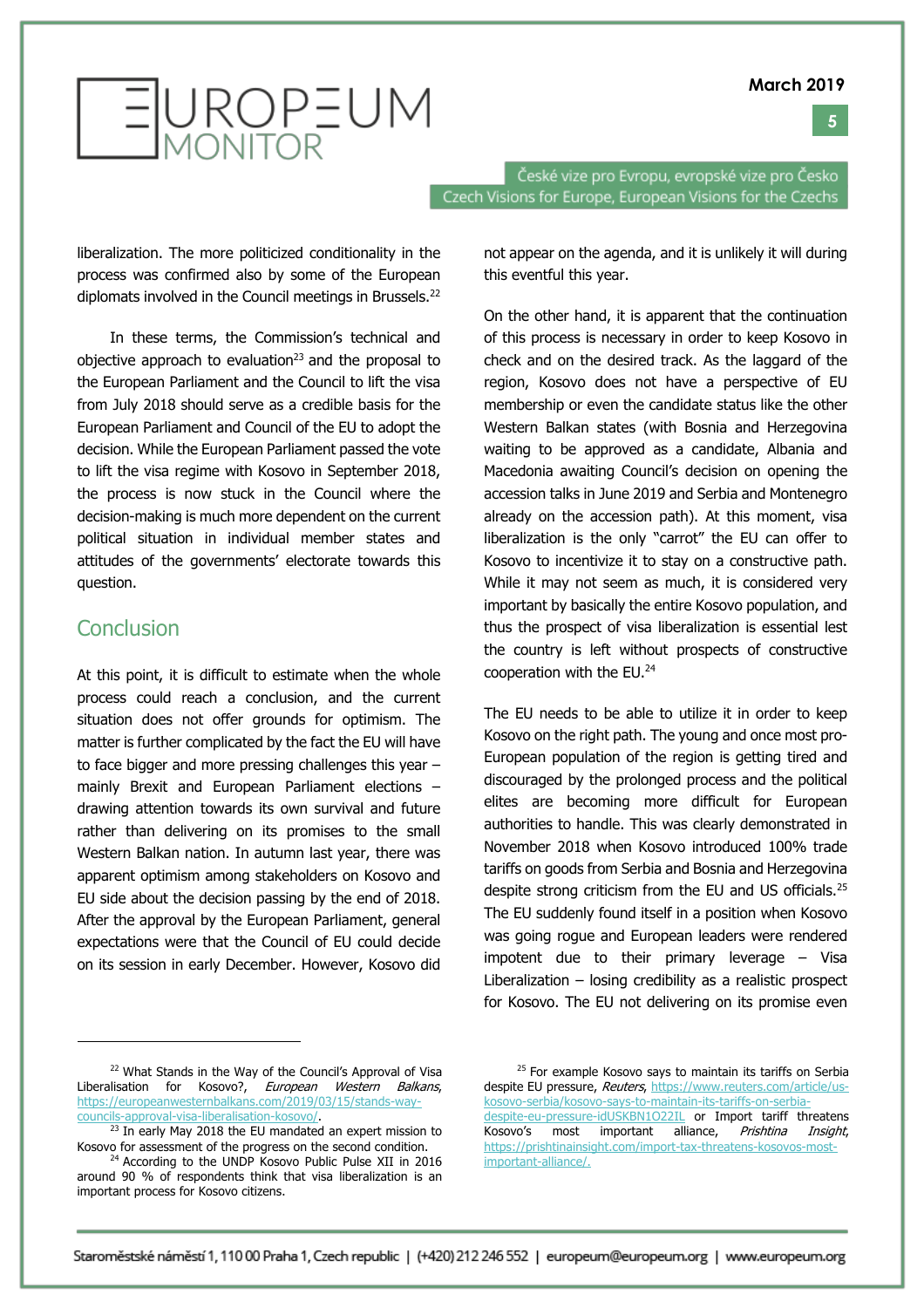liberalization. The more politicized conditionality in the process was confirmed also by some of the European diplomats involved in the Council meetings in Brussels.[22]

In these terms, the Commission's technical and objective approach to evaluation[23] and the proposal to the European Parliament and the Council to lift the visa from July 2018 should serve as a credible basis for the European Parliament and Council of the EU to adopt the decision. While the European Parliament passed the vote to lift the visa regime with Kosovo in September 2018, the process is now stuck in the Council where the decision-making is much more dependent on the current political situation in individual member states and attitudes of the governments' electorate towards this question.

## Conclusion

At this point, it is difficult to estimate when the whole process could reach a conclusion, and the current situation does not offer grounds for optimism. The matter is further complicated by the fact the EU will have to face bigger and more pressing challenges this year – mainly Brexit and European Parliament elections – drawing attention towards its own survival and future rather than delivering on its promises to the small Western Balkan nation. In autumn last year, there was apparent optimism among stakeholders on Kosovo and EU side about the decision passing by the end of 2018. After the approval by the European Parliament, general expectations were that the Council of EU could decide on its session in early December. However, Kosovo did not appear on the agenda, and it is unlikely it will during this eventful this year.

On the other hand, it is apparent that the continuation of this process is necessary in order to keep Kosovo in check and on the desired track. As the laggard of the region, Kosovo does not have a perspective of EU membership or even the candidate status like the other Western Balkan states (with Bosnia and Herzegovina waiting to be approved as a candidate, Albania and Macedonia awaiting Council's decision on opening the accession talks in June 2019 and Serbia and Montenegro already on the accession path). At this moment, visa liberalization is the only "carrot" the EU can offer to Kosovo to incentivize it to stay on a constructive path. While it may not seem as much, it is considered very important by basically the entire Kosovo population, and thus the prospect of visa liberalization is essential lest the country is left without prospects of constructive cooperation with the EU.[24]

The EU needs to be able to utilize it in order to keep Kosovo on the right path. The young and once most pro-European population of the region is getting tired and discouraged by the prolonged process and the political elites are becoming more difficult for European authorities to handle. This was clearly demonstrated in November 2018 when Kosovo introduced 100% trade tariffs on goods from Serbia and Bosnia and Herzegovina despite strong criticism from the EU and US officials.[25] The EU suddenly found itself in a position when Kosovo was going rogue and European leaders were rendered impotent due to their primary leverage – Visa Liberalization – losing credibility as a realistic prospect for Kosovo. The EU not delivering on its promise even

---

[22] What Stands in the Way of the Council's Approval of Visa Liberalisation for Kosovo?, *European Western Balkans*, https://europeanwesternbalkans.com/2019/03/15/stands-way-councils-approval-visa-liberalisation-kosovo/.

[23] In early May 2018 the EU mandated an expert mission to Kosovo for assessment of the progress on the second condition.

[24] According to the UNDP Kosovo Public Pulse XII in 2016 around 90 % of respondents think that visa liberalization is an important process for Kosovo citizens.

[25] For example Kosovo says to maintain its tariffs on Serbia despite EU pressure, *Reuters*, https://www.reuters.com/article/us-kosovo-serbia/kosovo-says-to-maintain-its-tariffs-on-serbia-despite-eu-pressure-idUSKBN1O22IL or Import tariff threatens Kosovo's most important alliance, *Prishtina Insight*, https://prishtinainsight.com/import-tax-threatens-kosovos-most-important-alliance/.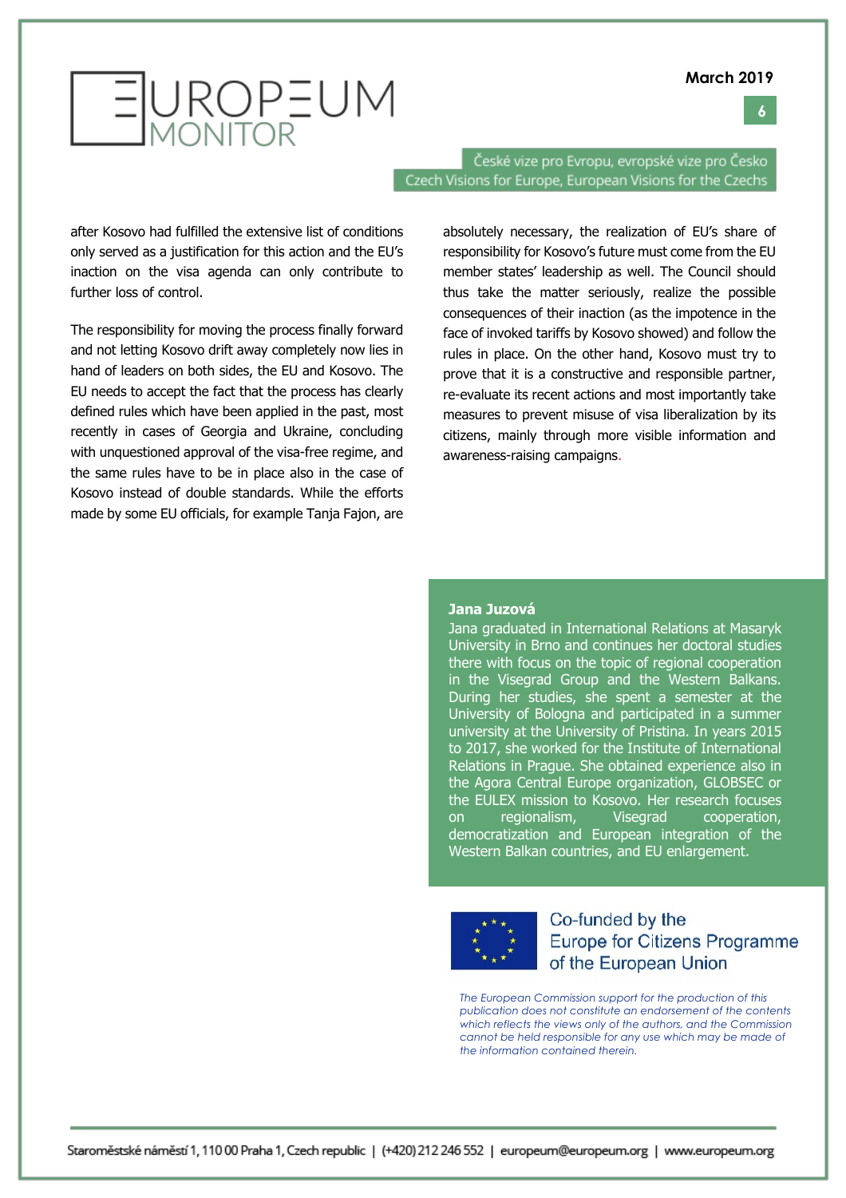after Kosovo had fulfilled the extensive list of conditions only served as a justification for this action and the EU's inaction on the visa agenda can only contribute to further loss of control.

The responsibility for moving the process finally forward and not letting Kosovo drift away completely now lies in hand of leaders on both sides, the EU and Kosovo. The EU needs to accept the fact that the process has clearly defined rules which have been applied in the past, most recently in cases of Georgia and Ukraine, concluding with unquestioned approval of the visa-free regime, and the same rules have to be in place also in the case of Kosovo instead of double standards. While the efforts made by some EU officials, for example Tanja Fajon, are absolutely necessary, the realization of EU's share of responsibility for Kosovo's future must come from the EU member states' leadership as well. The Council should thus take the matter seriously, realize the possible consequences of their inaction (as the impotence in the face of invoked tariffs by Kosovo showed) and follow the rules in place. On the other hand, Kosovo must try to prove that it is a constructive and responsible partner, re-evaluate its recent actions and most importantly take measures to prevent misuse of visa liberalization by its citizens, mainly through more visible information and awareness-raising campaigns.

**Jana Juzová**

Jana graduated in International Relations at Masaryk University in Brno and continues her doctoral studies there with focus on the topic of regional cooperation in the Visegrad Group and the Western Balkans. During her studies, she spent a semester at the University of Bologna and participated in a summer university at the University of Pristina. In years 2015 to 2017, she worked for the Institute of International Relations in Prague. She obtained experience also in the Agora Central Europe organization, GLOBSEC or the EULEX mission to Kosovo. Her research focuses on regionalism, Visegrad cooperation, democratization and European integration of the Western Balkan countries, and EU enlargement.

Co-funded by the Europe for Citizens Programme of the European Union

*The European Commission support for the production of this publication does not constitute an endorsement of the contents which reflects the views only of the authors, and the Commission cannot be held responsible for any use which may be made of the information contained therein.*